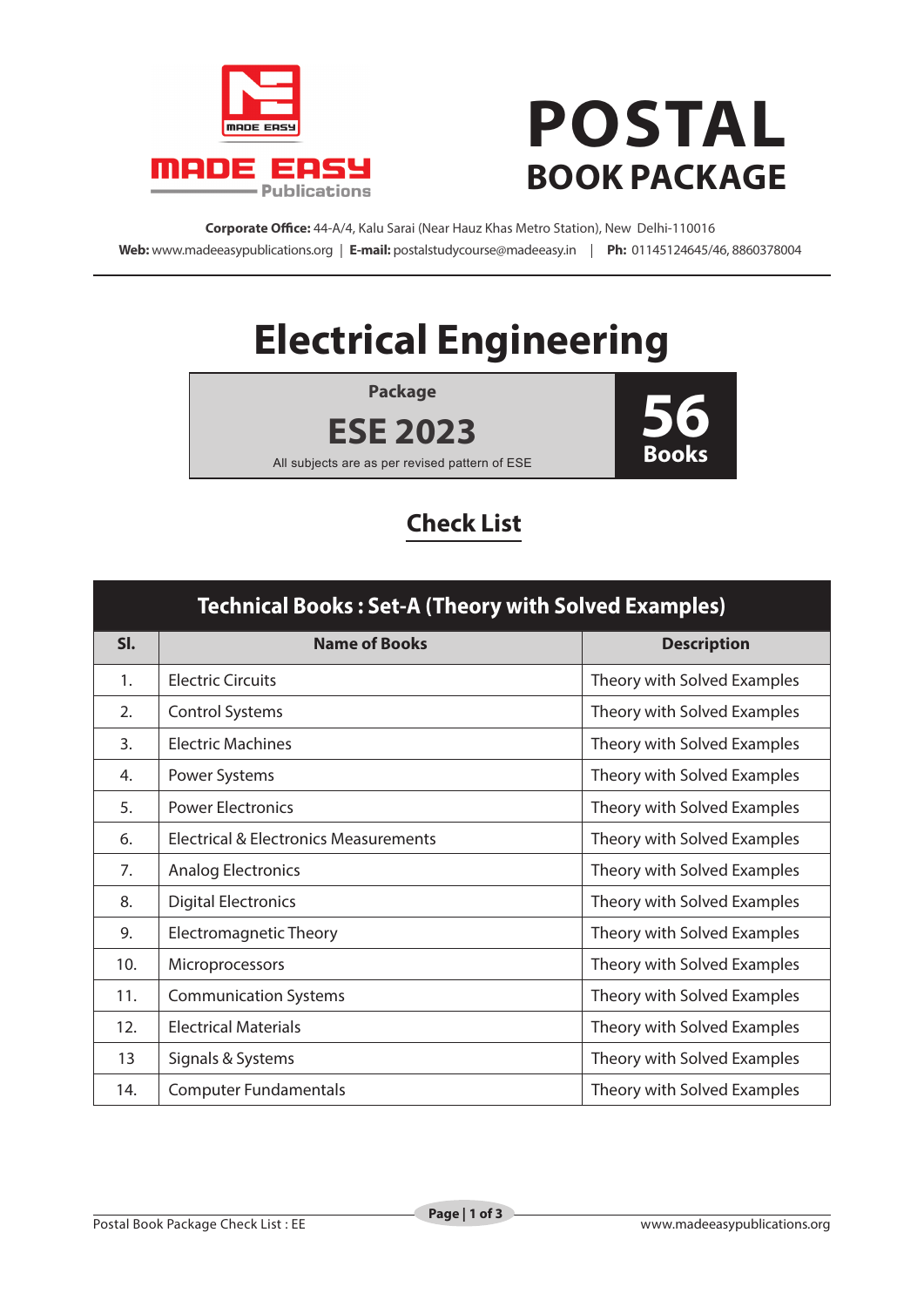MADE EASY Publications

# POSTAL
## BOOK PACKAGE

**Corporate Office:** 44-A/4, Kalu Sarai (Near Hauz Khas Metro Station), New Delhi-110016
**Web:** www.madeeasypublications.org | **E-mail:** postalstudycourse@madeeasy.in | **Ph:** 01145124645/46, 8860378004

# Electrical Engineering

**Package**

**ESE 2023**

All subjects are as per revised pattern of ESE

**56 Books**

## Check List

| Technical Books : Set-A (Theory with Solved Examples) | | |
|---|---|---|
| **Sl.** | **Name of Books** | **Description** |
| 1. | Electric Circuits | Theory with Solved Examples |
| 2. | Control Systems | Theory with Solved Examples |
| 3. | Electric Machines | Theory with Solved Examples |
| 4. | Power Systems | Theory with Solved Examples |
| 5. | Power Electronics | Theory with Solved Examples |
| 6. | Electrical & Electronics Measurements | Theory with Solved Examples |
| 7. | Analog Electronics | Theory with Solved Examples |
| 8. | Digital Electronics | Theory with Solved Examples |
| 9. | Electromagnetic Theory | Theory with Solved Examples |
| 10. | Microprocessors | Theory with Solved Examples |
| 11. | Communication Systems | Theory with Solved Examples |
| 12. | Electrical Materials | Theory with Solved Examples |
| 13 | Signals & Systems | Theory with Solved Examples |
| 14. | Computer Fundamentals | Theory with Solved Examples |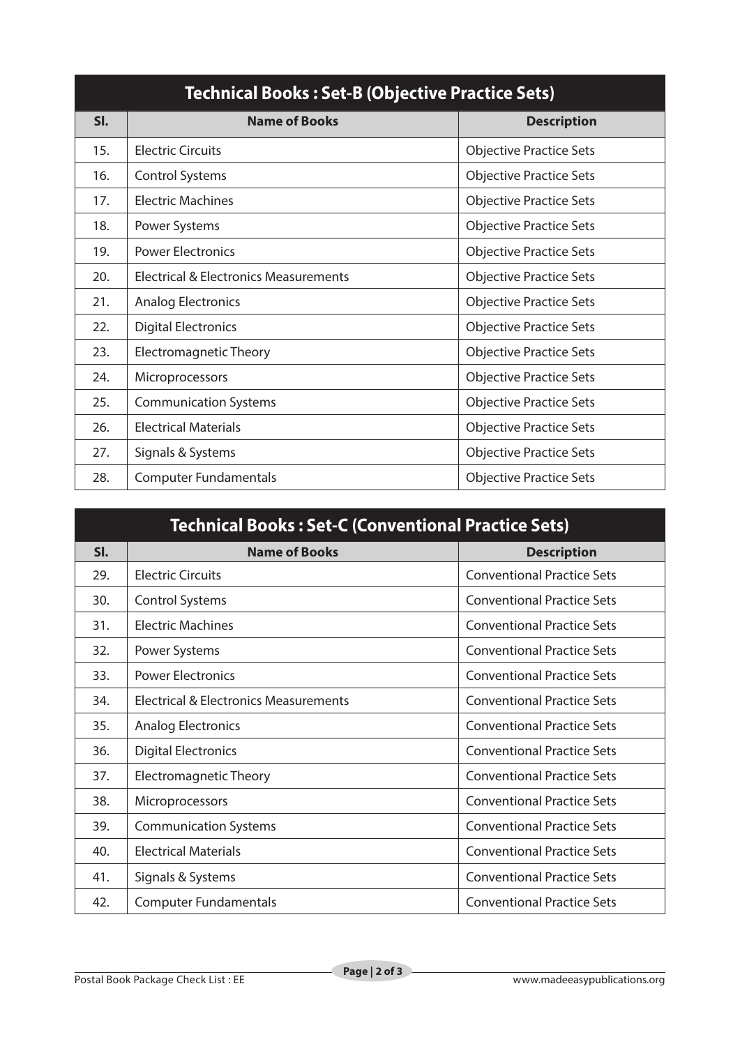## Technical Books : Set-B (Objective Practice Sets)

| Sl. | Name of Books | Description |
|---|---|---|
| 15. | Electric Circuits | Objective Practice Sets |
| 16. | Control Systems | Objective Practice Sets |
| 17. | Electric Machines | Objective Practice Sets |
| 18. | Power Systems | Objective Practice Sets |
| 19. | Power Electronics | Objective Practice Sets |
| 20. | Electrical & Electronics Measurements | Objective Practice Sets |
| 21. | Analog Electronics | Objective Practice Sets |
| 22. | Digital Electronics | Objective Practice Sets |
| 23. | Electromagnetic Theory | Objective Practice Sets |
| 24. | Microprocessors | Objective Practice Sets |
| 25. | Communication Systems | Objective Practice Sets |
| 26. | Electrical Materials | Objective Practice Sets |
| 27. | Signals & Systems | Objective Practice Sets |
| 28. | Computer Fundamentals | Objective Practice Sets |

## Technical Books : Set-C (Conventional Practice Sets)

| Sl. | Name of Books | Description |
|---|---|---|
| 29. | Electric Circuits | Conventional Practice Sets |
| 30. | Control Systems | Conventional Practice Sets |
| 31. | Electric Machines | Conventional Practice Sets |
| 32. | Power Systems | Conventional Practice Sets |
| 33. | Power Electronics | Conventional Practice Sets |
| 34. | Electrical & Electronics Measurements | Conventional Practice Sets |
| 35. | Analog Electronics | Conventional Practice Sets |
| 36. | Digital Electronics | Conventional Practice Sets |
| 37. | Electromagnetic Theory | Conventional Practice Sets |
| 38. | Microprocessors | Conventional Practice Sets |
| 39. | Communication Systems | Conventional Practice Sets |
| 40. | Electrical Materials | Conventional Practice Sets |
| 41. | Signals & Systems | Conventional Practice Sets |
| 42. | Computer Fundamentals | Conventional Practice Sets |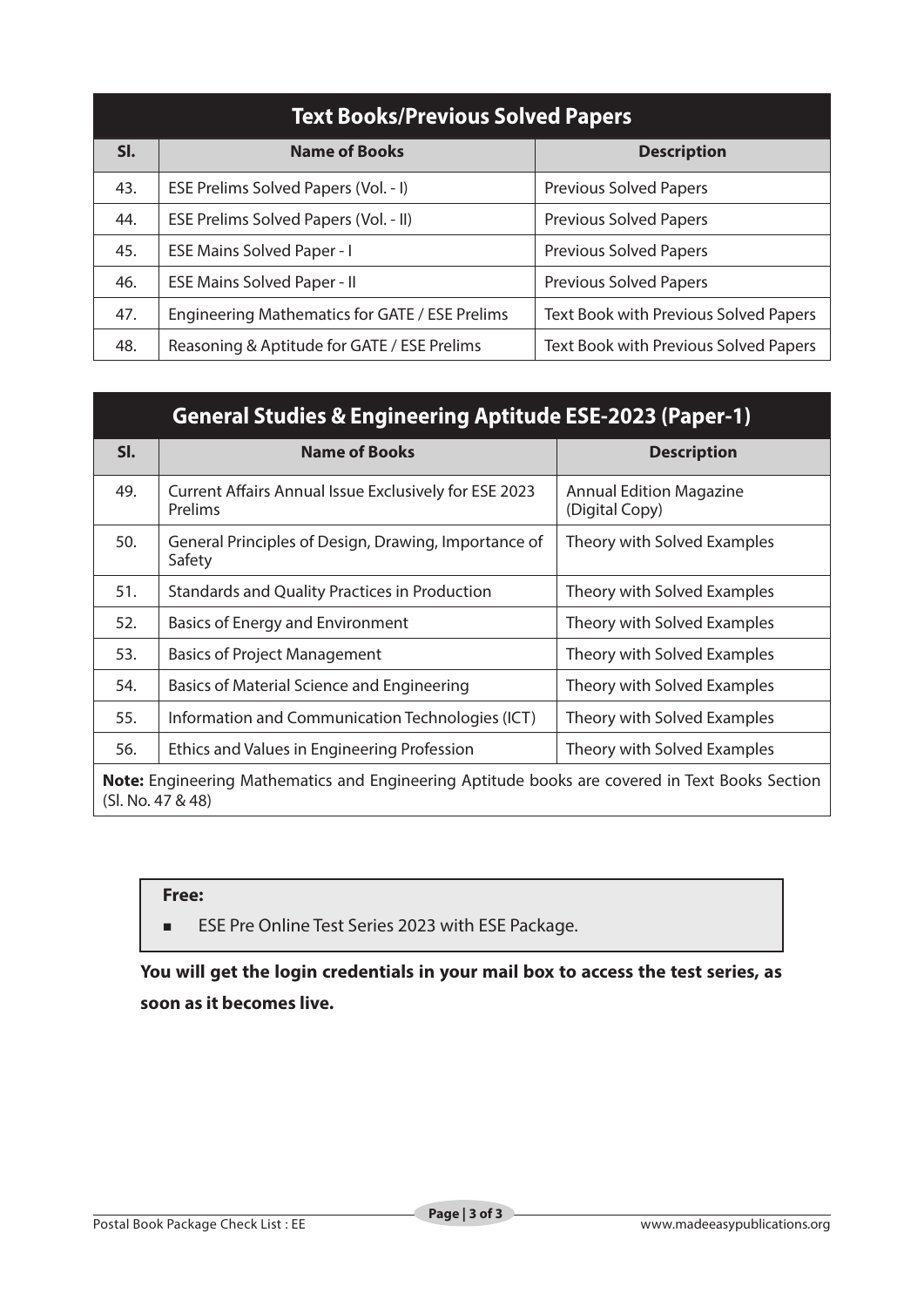## Text Books/Previous Solved Papers

| Sl. | Name of Books | Description |
|---|---|---|
| 43. | ESE Prelims Solved Papers (Vol. - I) | Previous Solved Papers |
| 44. | ESE Prelims Solved Papers (Vol. - II) | Previous Solved Papers |
| 45. | ESE Mains Solved Paper - I | Previous Solved Papers |
| 46. | ESE Mains Solved Paper - II | Previous Solved Papers |
| 47. | Engineering Mathematics for GATE / ESE Prelims | Text Book with Previous Solved Papers |
| 48. | Reasoning & Aptitude for GATE / ESE Prelims | Text Book with Previous Solved Papers |

## General Studies & Engineering Aptitude ESE-2023 (Paper-1)

| Sl. | Name of Books | Description |
|---|---|---|
| 49. | Current Affairs Annual Issue Exclusively for ESE 2023 Prelims | Annual Edition Magazine (Digital Copy) |
| 50. | General Principles of Design, Drawing, Importance of Safety | Theory with Solved Examples |
| 51. | Standards and Quality Practices in Production | Theory with Solved Examples |
| 52. | Basics of Energy and Environment | Theory with Solved Examples |
| 53. | Basics of Project Management | Theory with Solved Examples |
| 54. | Basics of Material Science and Engineering | Theory with Solved Examples |
| 55. | Information and Communication Technologies (ICT) | Theory with Solved Examples |
| 56. | Ethics and Values in Engineering Profession | Theory with Solved Examples |

**Note:** Engineering Mathematics and Engineering Aptitude books are covered in Text Books Section (Sl. No. 47 & 48)

**Free:**

- ESE Pre Online Test Series 2023 with ESE Package.

**You will get the login credentials in your mail box to access the test series, as soon as it becomes live.**